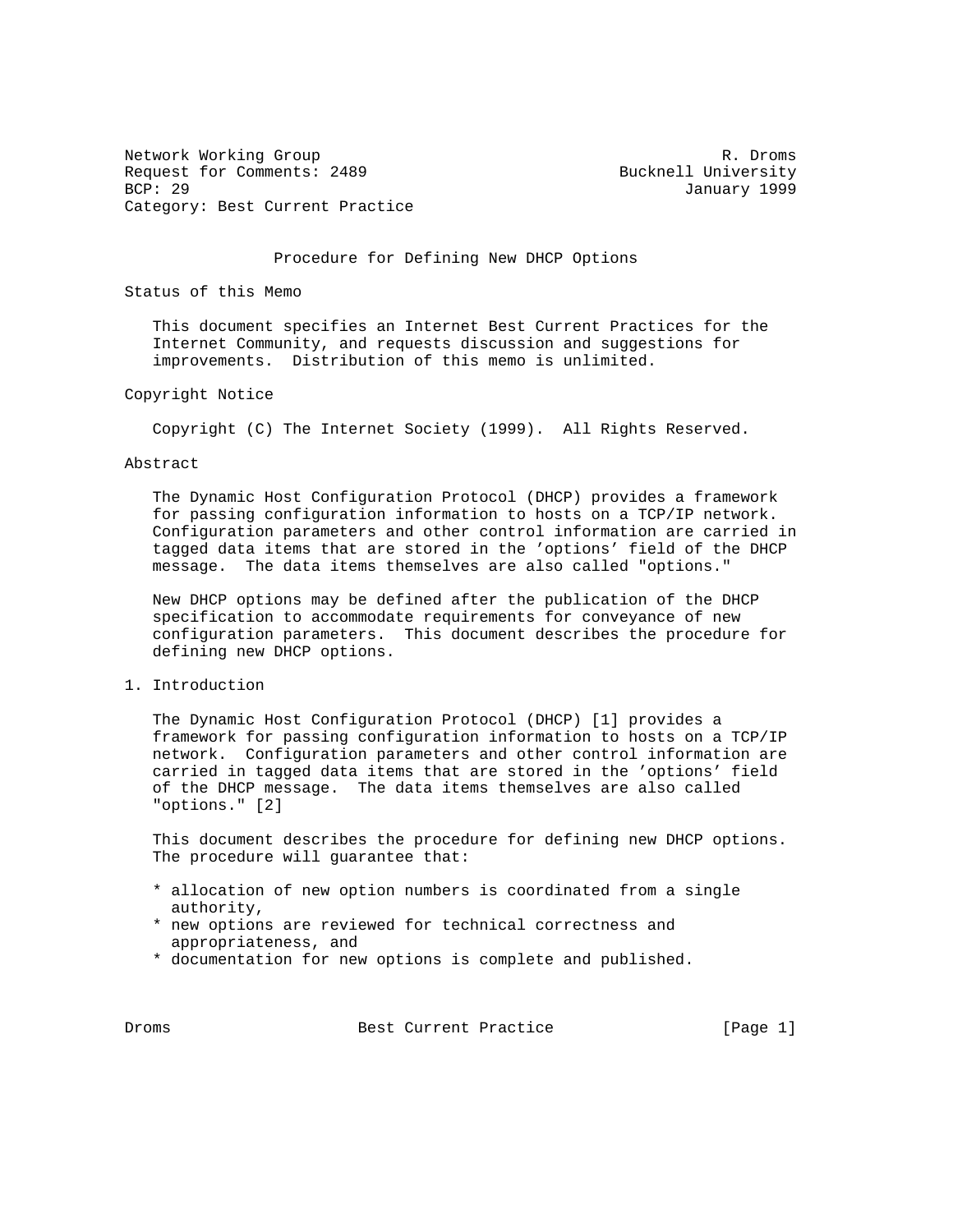Network Working Group R. Droms
Request for Comments: 2489 Bucknell University
BCP: 29 January 1999
Category: Best Current Practice

# Procedure for Defining New DHCP Options

## Status of this Memo

This document specifies an Internet Best Current Practices for the Internet Community, and requests discussion and suggestions for improvements. Distribution of this memo is unlimited.

## Copyright Notice

Copyright (C) The Internet Society (1999). All Rights Reserved.

## Abstract

The Dynamic Host Configuration Protocol (DHCP) provides a framework for passing configuration information to hosts on a TCP/IP network. Configuration parameters and other control information are carried in tagged data items that are stored in the 'options' field of the DHCP message. The data items themselves are also called "options."

New DHCP options may be defined after the publication of the DHCP specification to accommodate requirements for conveyance of new configuration parameters. This document describes the procedure for defining new DHCP options.

## 1. Introduction

The Dynamic Host Configuration Protocol (DHCP) [1] provides a framework for passing configuration information to hosts on a TCP/IP network. Configuration parameters and other control information are carried in tagged data items that are stored in the 'options' field of the DHCP message. The data items themselves are also called "options." [2]

This document describes the procedure for defining new DHCP options. The procedure will guarantee that:

* allocation of new option numbers is coordinated from a single authority,
* new options are reviewed for technical correctness and appropriateness, and
* documentation for new options is complete and published.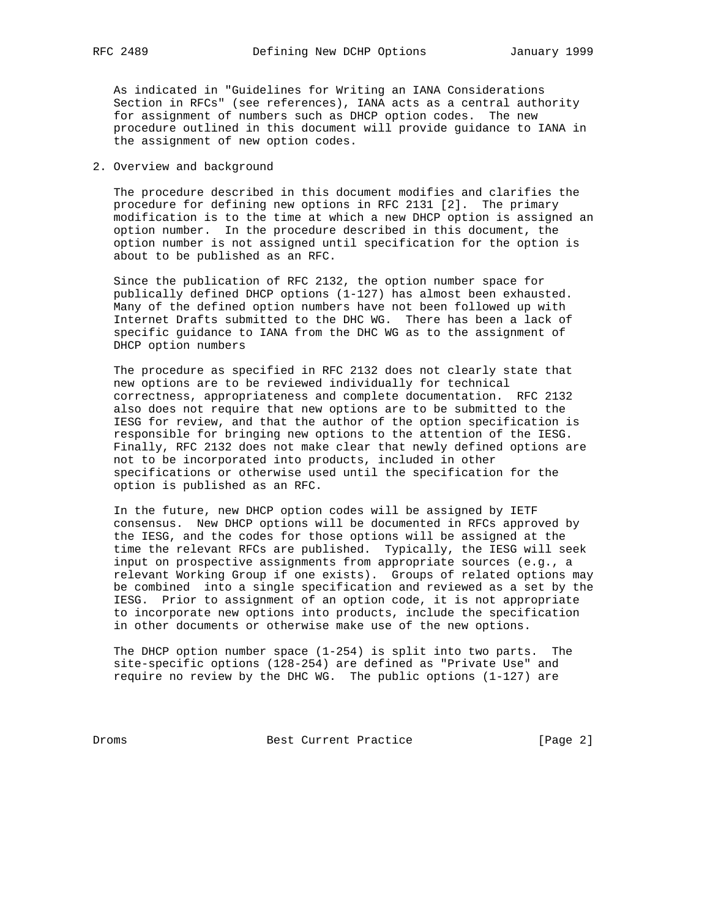As indicated in "Guidelines for Writing an IANA Considerations Section in RFCs" (see references), IANA acts as a central authority for assignment of numbers such as DHCP option codes. The new procedure outlined in this document will provide guidance to IANA in the assignment of new option codes.

## 2. Overview and background

The procedure described in this document modifies and clarifies the procedure for defining new options in RFC 2131 [2]. The primary modification is to the time at which a new DHCP option is assigned an option number. In the procedure described in this document, the option number is not assigned until specification for the option is about to be published as an RFC.

Since the publication of RFC 2132, the option number space for publically defined DHCP options (1-127) has almost been exhausted. Many of the defined option numbers have not been followed up with Internet Drafts submitted to the DHC WG. There has been a lack of specific guidance to IANA from the DHC WG as to the assignment of DHCP option numbers

The procedure as specified in RFC 2132 does not clearly state that new options are to be reviewed individually for technical correctness, appropriateness and complete documentation. RFC 2132 also does not require that new options are to be submitted to the IESG for review, and that the author of the option specification is responsible for bringing new options to the attention of the IESG. Finally, RFC 2132 does not make clear that newly defined options are not to be incorporated into products, included in other specifications or otherwise used until the specification for the option is published as an RFC.

In the future, new DHCP option codes will be assigned by IETF consensus. New DHCP options will be documented in RFCs approved by the IESG, and the codes for those options will be assigned at the time the relevant RFCs are published. Typically, the IESG will seek input on prospective assignments from appropriate sources (e.g., a relevant Working Group if one exists). Groups of related options may be combined into a single specification and reviewed as a set by the IESG. Prior to assignment of an option code, it is not appropriate to incorporate new options into products, include the specification in other documents or otherwise make use of the new options.

The DHCP option number space (1-254) is split into two parts. The site-specific options (128-254) are defined as "Private Use" and require no review by the DHC WG. The public options (1-127) are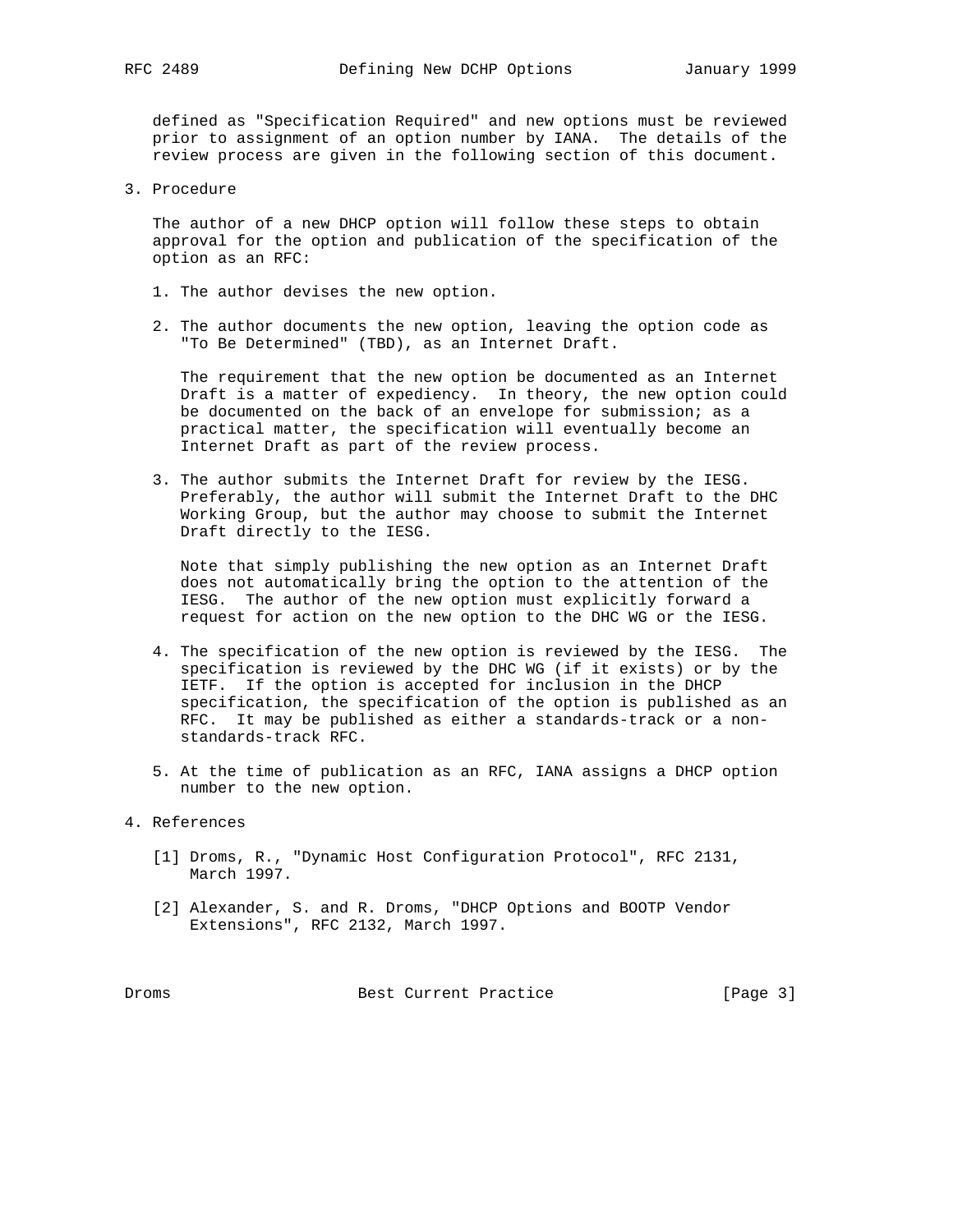defined as "Specification Required" and new options must be reviewed prior to assignment of an option number by IANA. The details of the review process are given in the following section of this document.

## 3. Procedure

The author of a new DHCP option will follow these steps to obtain approval for the option and publication of the specification of the option as an RFC:

1. The author devises the new option.

2. The author documents the new option, leaving the option code as "To Be Determined" (TBD), as an Internet Draft.

   The requirement that the new option be documented as an Internet Draft is a matter of expediency. In theory, the new option could be documented on the back of an envelope for submission; as a practical matter, the specification will eventually become an Internet Draft as part of the review process.

3. The author submits the Internet Draft for review by the IESG. Preferably, the author will submit the Internet Draft to the DHC Working Group, but the author may choose to submit the Internet Draft directly to the IESG.

   Note that simply publishing the new option as an Internet Draft does not automatically bring the option to the attention of the IESG. The author of the new option must explicitly forward a request for action on the new option to the DHC WG or the IESG.

4. The specification of the new option is reviewed by the IESG. The specification is reviewed by the DHC WG (if it exists) or by the IETF. If the option is accepted for inclusion in the DHCP specification, the specification of the option is published as an RFC. It may be published as either a standards-track or a non-standards-track RFC.

5. At the time of publication as an RFC, IANA assigns a DHCP option number to the new option.

## 4. References

[1] Droms, R., "Dynamic Host Configuration Protocol", RFC 2131, March 1997.

[2] Alexander, S. and R. Droms, "DHCP Options and BOOTP Vendor Extensions", RFC 2132, March 1997.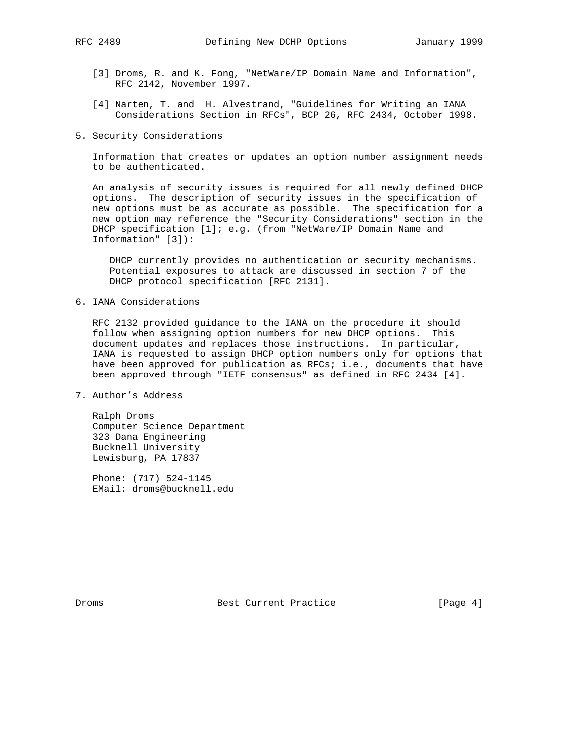[3] Droms, R. and K. Fong, "NetWare/IP Domain Name and Information", RFC 2142, November 1997.

[4] Narten, T. and H. Alvestrand, "Guidelines for Writing an IANA Considerations Section in RFCs", BCP 26, RFC 2434, October 1998.

## 5. Security Considerations

Information that creates or updates an option number assignment needs to be authenticated.

An analysis of security issues is required for all newly defined DHCP options. The description of security issues in the specification of new options must be as accurate as possible. The specification for a new option may reference the "Security Considerations" section in the DHCP specification [1]; e.g. (from "NetWare/IP Domain Name and Information" [3]):

> DHCP currently provides no authentication or security mechanisms. Potential exposures to attack are discussed in section 7 of the DHCP protocol specification [RFC 2131].

## 6. IANA Considerations

RFC 2132 provided guidance to the IANA on the procedure it should follow when assigning option numbers for new DHCP options. This document updates and replaces those instructions. In particular, IANA is requested to assign DHCP option numbers only for options that have been approved for publication as RFCs; i.e., documents that have been approved through "IETF consensus" as defined in RFC 2434 [4].

## 7. Author's Address

Ralph Droms
Computer Science Department
323 Dana Engineering
Bucknell University
Lewisburg, PA 17837

Phone: (717) 524-1145
EMail: droms@bucknell.edu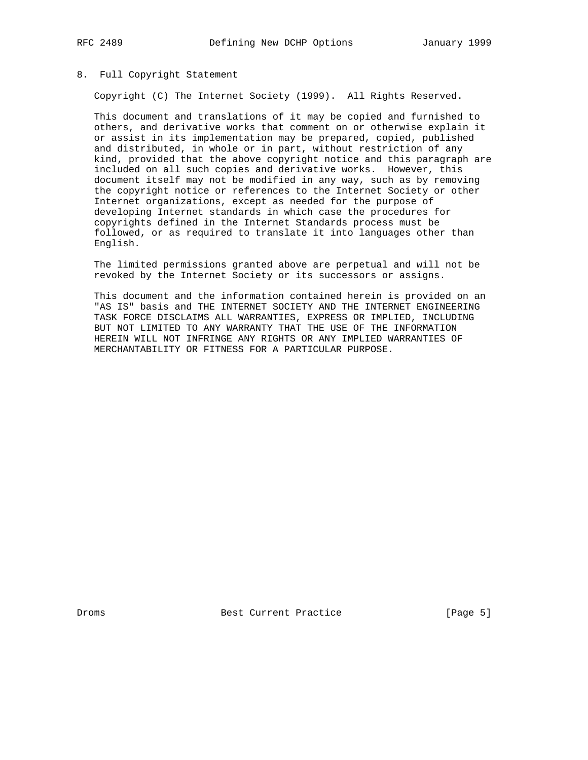## 8. Full Copyright Statement

Copyright (C) The Internet Society (1999). All Rights Reserved.

This document and translations of it may be copied and furnished to others, and derivative works that comment on or otherwise explain it or assist in its implementation may be prepared, copied, published and distributed, in whole or in part, without restriction of any kind, provided that the above copyright notice and this paragraph are included on all such copies and derivative works. However, this document itself may not be modified in any way, such as by removing the copyright notice or references to the Internet Society or other Internet organizations, except as needed for the purpose of developing Internet standards in which case the procedures for copyrights defined in the Internet Standards process must be followed, or as required to translate it into languages other than English.

The limited permissions granted above are perpetual and will not be revoked by the Internet Society or its successors or assigns.

This document and the information contained herein is provided on an "AS IS" basis and THE INTERNET SOCIETY AND THE INTERNET ENGINEERING TASK FORCE DISCLAIMS ALL WARRANTIES, EXPRESS OR IMPLIED, INCLUDING BUT NOT LIMITED TO ANY WARRANTY THAT THE USE OF THE INFORMATION HEREIN WILL NOT INFRINGE ANY RIGHTS OR ANY IMPLIED WARRANTIES OF MERCHANTABILITY OR FITNESS FOR A PARTICULAR PURPOSE.